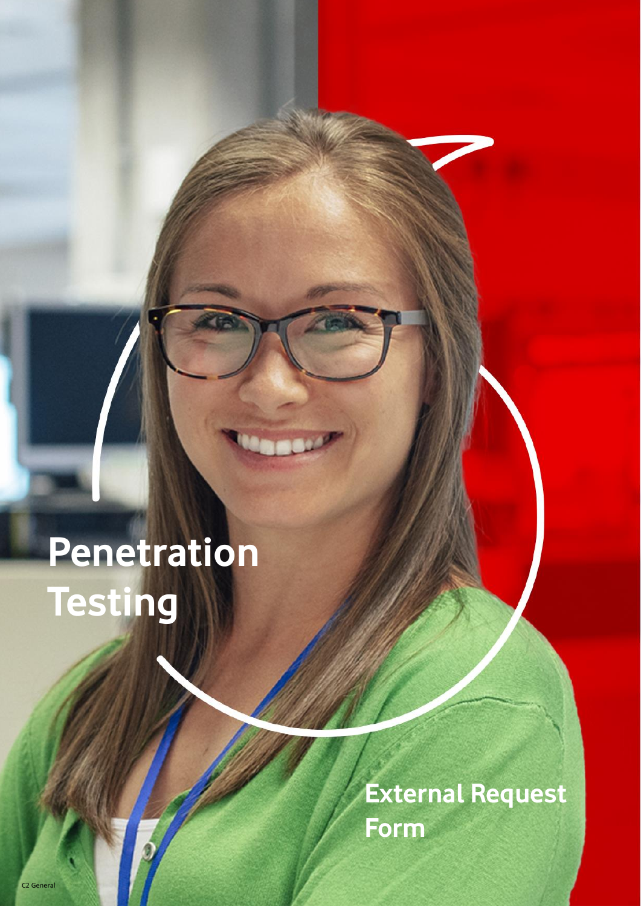# Penetration Testing

## External Request Form

C2 General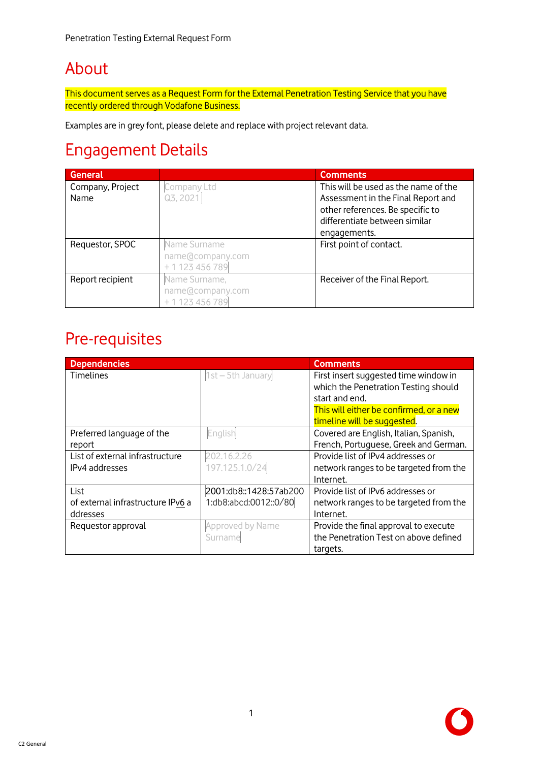# About

This document serves as a Request Form for the External Penetration Testing Service that you have recently ordered through Vodafone Business.

Examples are in grey font, please delete and replace with project relevant data.

# Engagement Details

| General | | Comments |
|---|---|---|
| Company, Project Name | Company Ltd<br>Q3, 2021 | This will be used as the name of the Assessment in the Final Report and other references. Be specific to differentiate between similar engagements. |
| Requestor, SPOC | Name Surname<br>name@company.com<br>+ 1 123 456 789 | First point of contact. |
| Report recipient | Name Surname,<br>name@company.com<br>+ 1 123 456 789 | Receiver of the Final Report. |

# Pre-requisites

| Dependencies | | Comments |
|---|---|---|
| Timelines | 1st – 5th January | First insert suggested time window in which the Penetration Testing should start and end.<br>This will either be confirmed, or a new timeline will be suggested. |
| Preferred language of the report | English | Covered are English, Italian, Spanish, French, Portuguese, Greek and German. |
| List of external infrastructure IPv4 addresses | 202.16.2.26<br>197.125.1.0/24 | Provide list of IPv4 addresses or network ranges to be targeted from the Internet. |
| List of external infrastructure IPv6 addresses | 2001:db8::1428:57ab200<br>1:db8:abcd:0012::0/80 | Provide list of IPv6 addresses or network ranges to be targeted from the Internet. |
| Requestor approval | Approved by Name Surname | Provide the final approval to execute the Penetration Test on above defined targets. |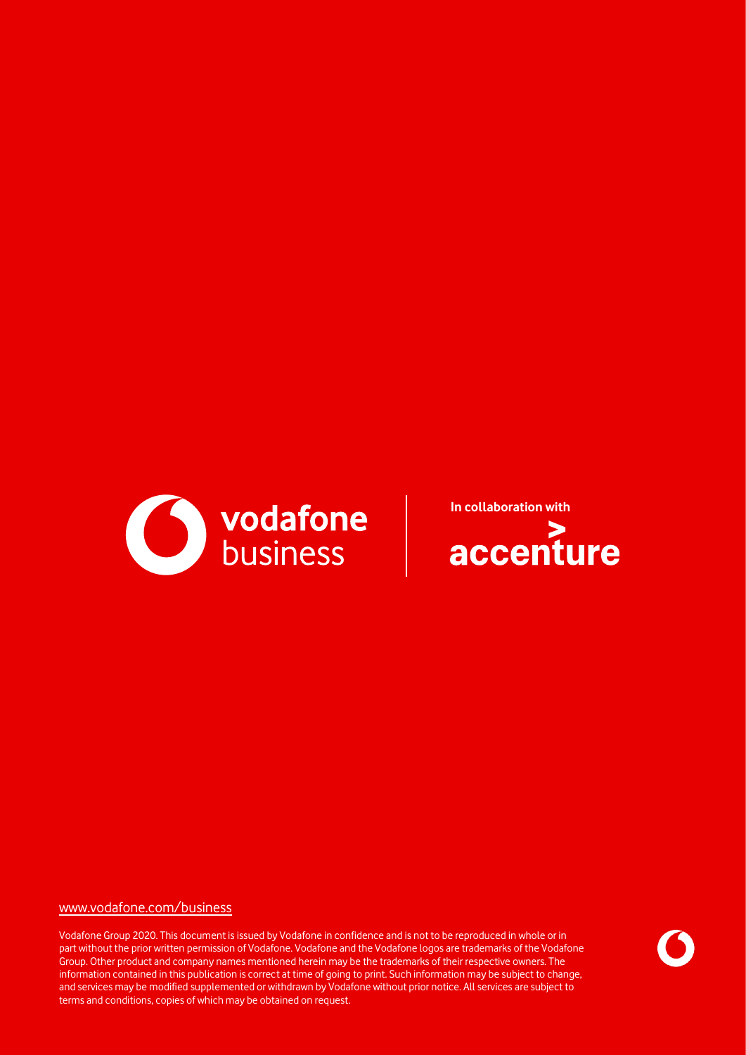vodafone business

In collaboration with

accenture

www.vodafone.com/business

Vodafone Group 2020. This document is issued by Vodafone in confidence and is not to be reproduced in whole or in part without the prior written permission of Vodafone. Vodafone and the Vodafone logos are trademarks of the Vodafone Group. Other product and company names mentioned herein may be the trademarks of their respective owners. The information contained in this publication is correct at time of going to print. Such information may be subject to change, and services may be modified supplemented or withdrawn by Vodafone without prior notice. All services are subject to terms and conditions, copies of which may be obtained on request.